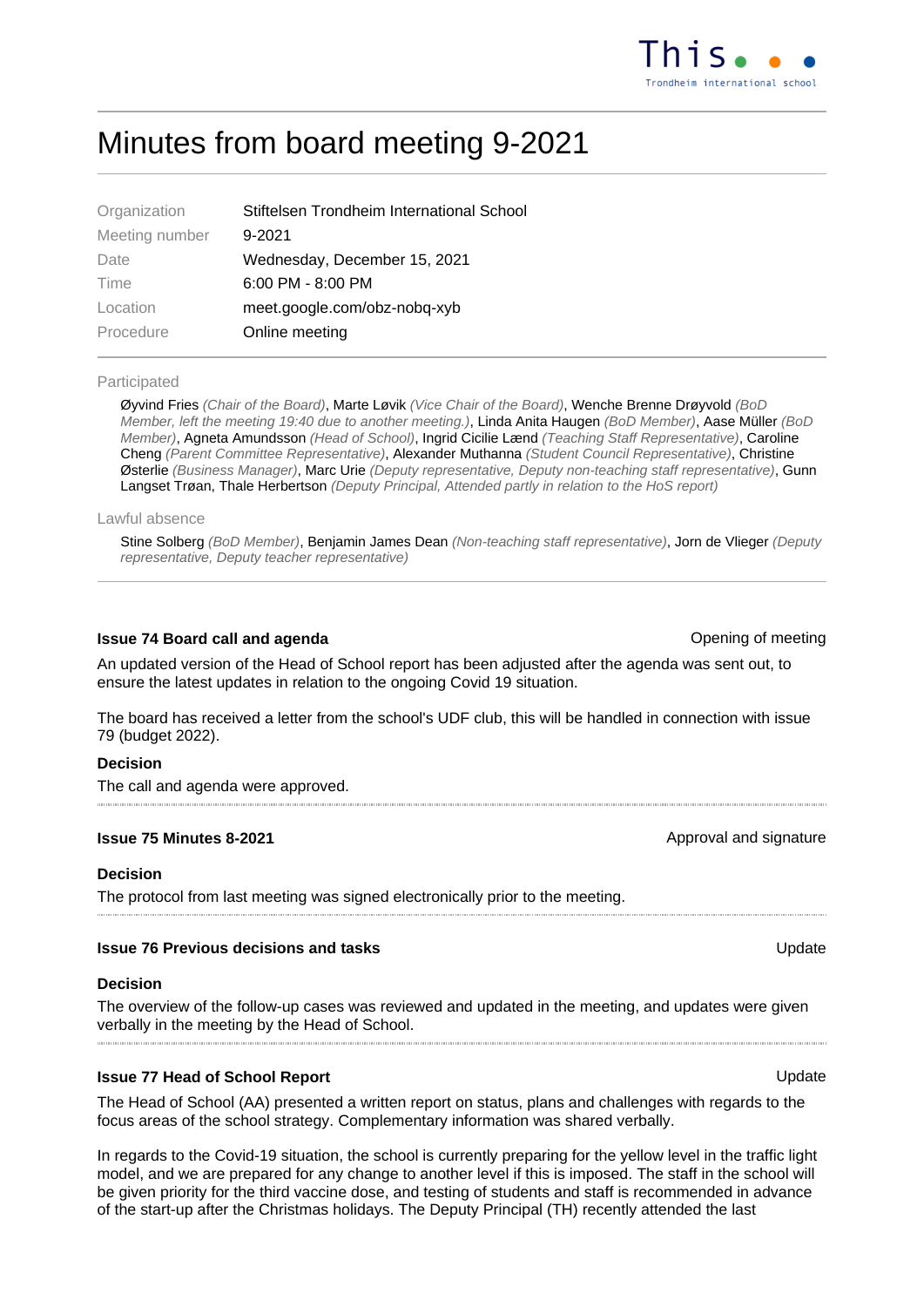# Minutes from board meeting 9-2021

| | |
|---|---|
| Organization | Stiftelsen Trondheim International School |
| Meeting number | 9-2021 |
| Date | Wednesday, December 15, 2021 |
| Time | 6:00 PM - 8:00 PM |
| Location | meet.google.com/obz-nobq-xyb |
| Procedure | Online meeting |

Participated

Øyvind Fries *(Chair of the Board)*, Marte Løvik *(Vice Chair of the Board)*, Wenche Brenne Drøyvold *(BoD Member, left the meeting 19:40 due to another meeting.)*, Linda Anita Haugen *(BoD Member)*, Aase Müller *(BoD Member)*, Agneta Amundsson *(Head of School)*, Ingrid Cicilie Lænd *(Teaching Staff Representative)*, Caroline Cheng *(Parent Committee Representative)*, Alexander Muthanna *(Student Council Representative)*, Christine Østerlie *(Business Manager)*, Marc Urie *(Deputy representative, Deputy non-teaching staff representative)*, Gunn Langset Trøan, Thale Herbertson *(Deputy Principal, Attended partly in relation to the HoS report)*

Lawful absence

Stine Solberg *(BoD Member)*, Benjamin James Dean *(Non-teaching staff representative)*, Jorn de Vlieger *(Deputy representative, Deputy teacher representative)*

---

### Issue 74 Board call and agenda

Opening of meeting

An updated version of the Head of School report has been adjusted after the agenda was sent out, to ensure the latest updates in relation to the ongoing Covid 19 situation.

The board has received a letter from the school's UDF club, this will be handled in connection with issue 79 (budget 2022).

**Decision**

The call and agenda were approved.

---

### Issue 75 Minutes 8-2021

Approval and signature

**Decision**

The protocol from last meeting was signed electronically prior to the meeting.

---

### Issue 76 Previous decisions and tasks

Update

**Decision**

The overview of the follow-up cases was reviewed and updated in the meeting, and updates were given verbally in the meeting by the Head of School.

---

### Issue 77 Head of School Report

Update

The Head of School (AA) presented a written report on status, plans and challenges with regards to the focus areas of the school strategy. Complementary information was shared verbally.

In regards to the Covid-19 situation, the school is currently preparing for the yellow level in the traffic light model, and we are prepared for any change to another level if this is imposed. The staff in the school will be given priority for the third vaccine dose, and testing of students and staff is recommended in advance of the start-up after the Christmas holidays. The Deputy Principal (TH) recently attended the last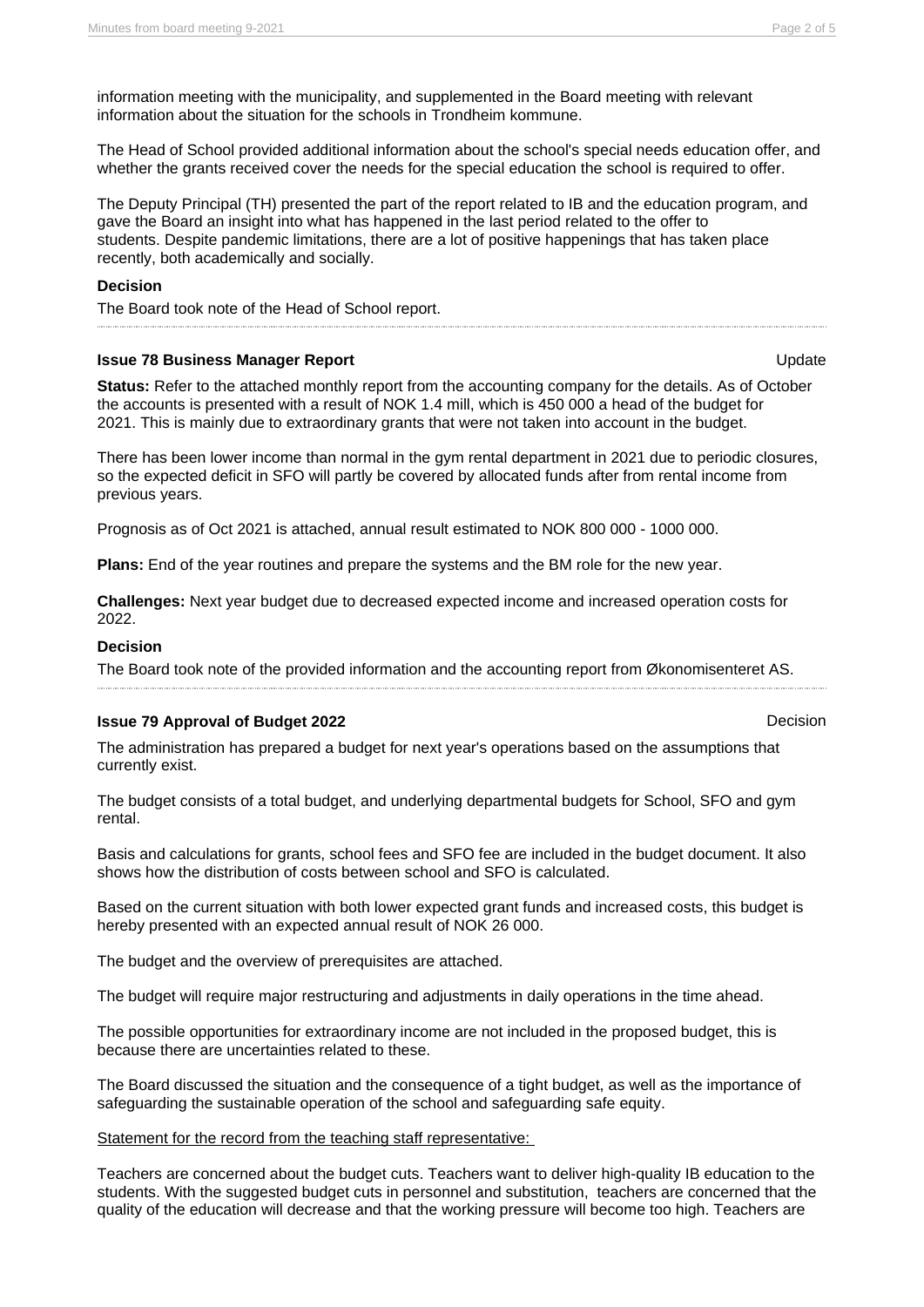information meeting with the municipality, and supplemented in the Board meeting with relevant information about the situation for the schools in Trondheim kommune.

The Head of School provided additional information about the school's special needs education offer, and whether the grants received cover the needs for the special education the school is required to offer.

The Deputy Principal (TH) presented the part of the report related to IB and the education program, and gave the Board an insight into what has happened in the last period related to the offer to students. Despite pandemic limitations, there are a lot of positive happenings that has taken place recently, both academically and socially.

**Decision**

The Board took note of the Head of School report.

---

**Issue 78 Business Manager Report** Update

**Status:** Refer to the attached monthly report from the accounting company for the details. As of October the accounts is presented with a result of NOK 1.4 mill, which is 450 000 a head of the budget for 2021. This is mainly due to extraordinary grants that were not taken into account in the budget.

There has been lower income than normal in the gym rental department in 2021 due to periodic closures, so the expected deficit in SFO will partly be covered by allocated funds after from rental income from previous years.

Prognosis as of Oct 2021 is attached, annual result estimated to NOK 800 000 - 1000 000.

**Plans:** End of the year routines and prepare the systems and the BM role for the new year.

**Challenges:** Next year budget due to decreased expected income and increased operation costs for 2022.

**Decision**

The Board took note of the provided information and the accounting report from Økonomisenteret AS.

---

**Issue 79 Approval of Budget 2022** Decision

The administration has prepared a budget for next year's operations based on the assumptions that currently exist.

The budget consists of a total budget, and underlying departmental budgets for School, SFO and gym rental.

Basis and calculations for grants, school fees and SFO fee are included in the budget document. It also shows how the distribution of costs between school and SFO is calculated.

Based on the current situation with both lower expected grant funds and increased costs, this budget is hereby presented with an expected annual result of NOK 26 000.

The budget and the overview of prerequisites are attached.

The budget will require major restructuring and adjustments in daily operations in the time ahead.

The possible opportunities for extraordinary income are not included in the proposed budget, this is because there are uncertainties related to these.

The Board discussed the situation and the consequence of a tight budget, as well as the importance of safeguarding the sustainable operation of the school and safeguarding safe equity.

<u>Statement for the record from the teaching staff representative:</u>

Teachers are concerned about the budget cuts. Teachers want to deliver high-quality IB education to the students. With the suggested budget cuts in personnel and substitution, teachers are concerned that the quality of the education will decrease and that the working pressure will become too high. Teachers are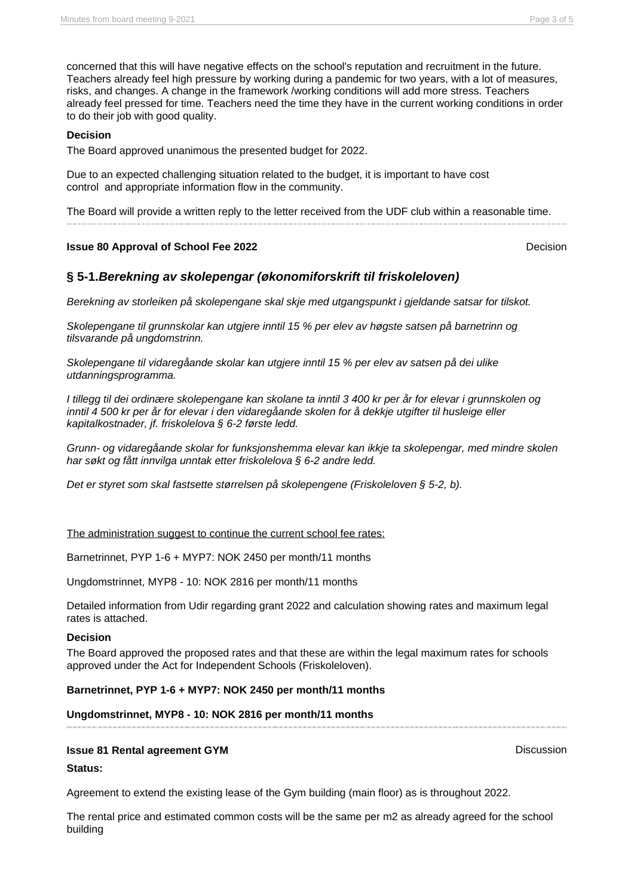concerned that this will have negative effects on the school's reputation and recruitment in the future. Teachers already feel high pressure by working during a pandemic for two years, with a lot of measures, risks, and changes. A change in the framework /working conditions will add more stress. Teachers already feel pressed for time. Teachers need the time they have in the current working conditions in order to do their job with good quality.

**Decision**

The Board approved unanimous the presented budget for 2022.

Due to an expected challenging situation related to the budget, it is important to have cost control and appropriate information flow in the community.

The Board will provide a written reply to the letter received from the UDF club within a reasonable time.

---

**Issue 80 Approval of School Fee 2022** — Decision

## § 5-1.*Berekning av skolepengar (økonomiforskrift til friskoleloven)*

*Berekning av storleiken på skolepengane skal skje med utgangspunkt i gjeldande satsar for tilskot.*

*Skolepengane til grunnskolar kan utgjere inntil 15 % per elev av høgste satsen på barnetrinn og tilsvarande på ungdomstrinn.*

*Skolepengane til vidaregåande skolar kan utgjere inntil 15 % per elev av satsen på dei ulike utdanningsprogramma.*

*I tillegg til dei ordinære skolepengane kan skolane ta inntil 3 400 kr per år for elevar i grunnskolen og inntil 4 500 kr per år for elevar i den vidaregåande skolen for å dekkje utgifter til husleige eller kapitalkostnader, jf. friskolelova § 6-2 første ledd.*

*Grunn- og vidaregåande skolar for funksjonshemma elevar kan ikkje ta skolepengar, med mindre skolen har søkt og fått innvilga unntak etter friskolelova § 6-2 andre ledd.*

*Det er styret som skal fastsette størrelsen på skolepengene (Friskoleloven § 5-2, b).*

The administration suggest to continue the current school fee rates:

Barnetrinnet, PYP 1-6 + MYP7: NOK 2450 per month/11 months

Ungdomstrinnet, MYP8 - 10: NOK 2816 per month/11 months

Detailed information from Udir regarding grant 2022 and calculation showing rates and maximum legal rates is attached.

**Decision**

The Board approved the proposed rates and that these are within the legal maximum rates for schools approved under the Act for Independent Schools (Friskoleloven).

**Barnetrinnet, PYP 1-6 + MYP7: NOK 2450 per month/11 months**

**Ungdomstrinnet, MYP8 - 10: NOK 2816 per month/11 months**

---

**Issue 81 Rental agreement GYM** — Discussion

**Status:**

Agreement to extend the existing lease of the Gym building (main floor) as is throughout 2022.

The rental price and estimated common costs will be the same per m2 as already agreed for the school building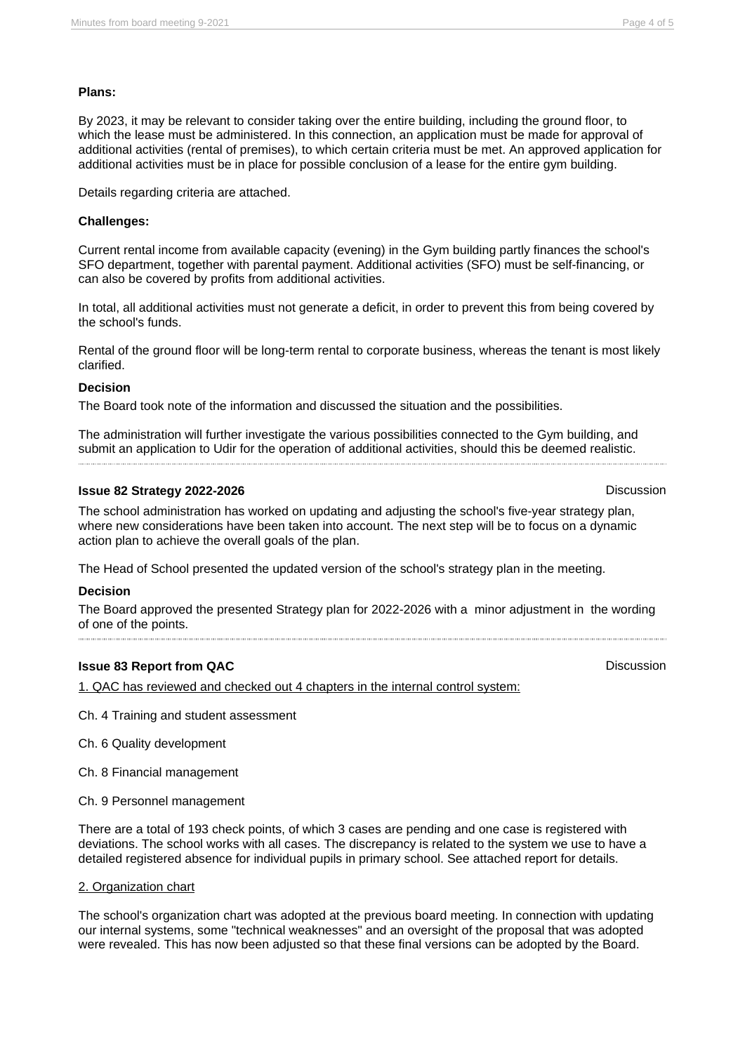**Plans:**

By 2023, it may be relevant to consider taking over the entire building, including the ground floor, to which the lease must be administered. In this connection, an application must be made for approval of additional activities (rental of premises), to which certain criteria must be met. An approved application for additional activities must be in place for possible conclusion of a lease for the entire gym building.

Details regarding criteria are attached.

**Challenges:**

Current rental income from available capacity (evening) in the Gym building partly finances the school's SFO department, together with parental payment. Additional activities (SFO) must be self-financing, or can also be covered by profits from additional activities.

In total, all additional activities must not generate a deficit, in order to prevent this from being covered by the school's funds.

Rental of the ground floor will be long-term rental to corporate business, whereas the tenant is most likely clarified.

**Decision**

The Board took note of the information and discussed the situation and the possibilities.

The administration will further investigate the various possibilities connected to the Gym building, and submit an application to Udir for the operation of additional activities, should this be deemed realistic.

---

**Issue 82 Strategy 2022-2026** — Discussion

The school administration has worked on updating and adjusting the school's five-year strategy plan, where new considerations have been taken into account. The next step will be to focus on a dynamic action plan to achieve the overall goals of the plan.

The Head of School presented the updated version of the school's strategy plan in the meeting.

**Decision**

The Board approved the presented Strategy plan for 2022-2026 with a minor adjustment in the wording of one of the points.

---

**Issue 83 Report from QAC** — Discussion

<u>1. QAC has reviewed and checked out 4 chapters in the internal control system:</u>

Ch. 4 Training and student assessment

Ch. 6 Quality development

Ch. 8 Financial management

Ch. 9 Personnel management

There are a total of 193 check points, of which 3 cases are pending and one case is registered with deviations. The school works with all cases. The discrepancy is related to the system we use to have a detailed registered absence for individual pupils in primary school. See attached report for details.

<u>2. Organization chart</u>

The school's organization chart was adopted at the previous board meeting. In connection with updating our internal systems, some "technical weaknesses" and an oversight of the proposal that was adopted were revealed. This has now been adjusted so that these final versions can be adopted by the Board.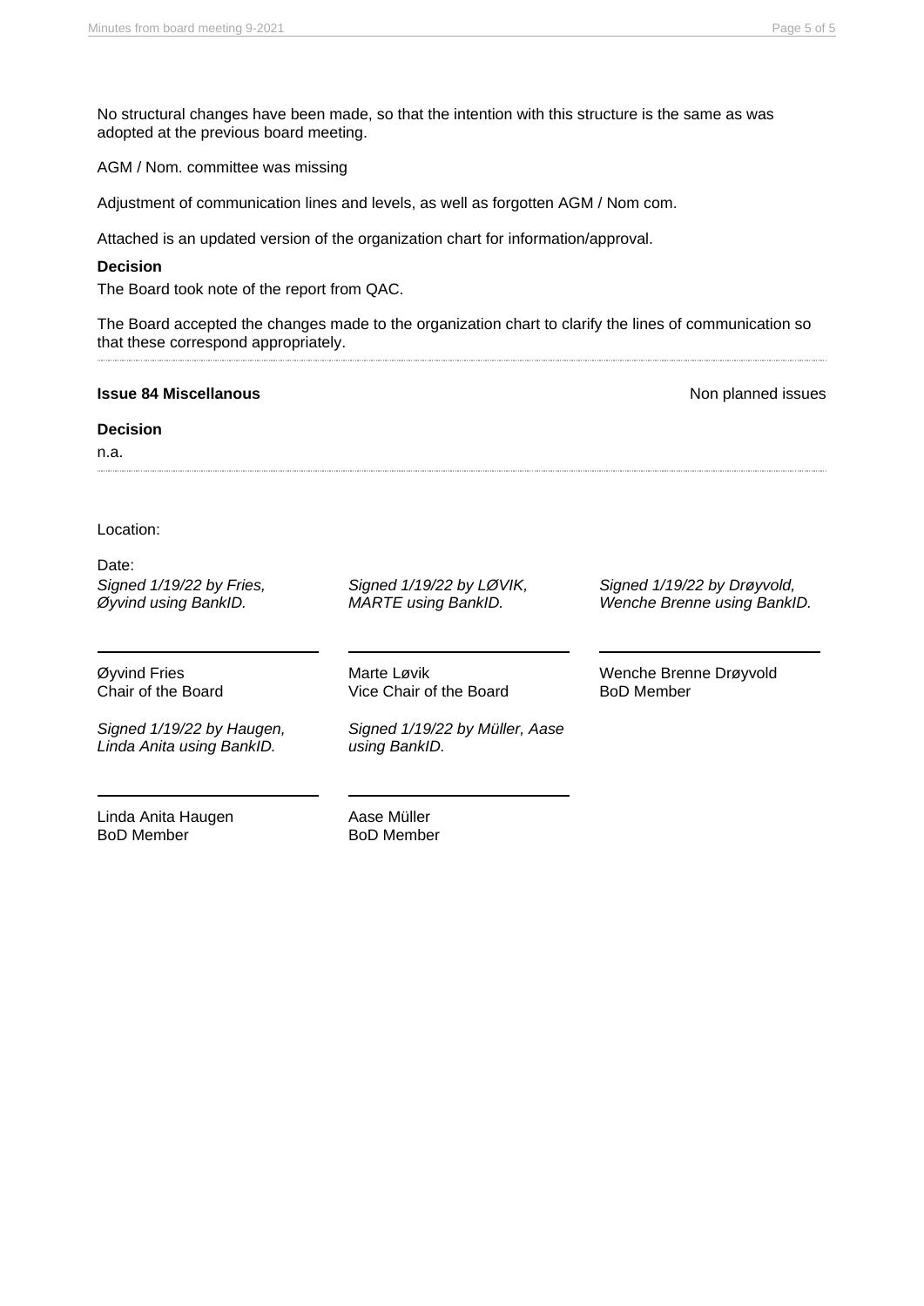No structural changes have been made, so that the intention with this structure is the same as was adopted at the previous board meeting.

AGM / Nom. committee was missing

Adjustment of communication lines and levels, as well as forgotten AGM / Nom com.

Attached is an updated version of the organization chart for information/approval.

**Decision**

The Board took note of the report from QAC.

The Board accepted the changes made to the organization chart to clarify the lines of communication so that these correspond appropriately.

---

**Issue 84 Miscellanous** — Non planned issues

**Decision**

n.a.

---

Location:

Date:

*Signed 1/19/22 by Fries, Øyvind using BankID.*

Øyvind Fries
Chair of the Board

*Signed 1/19/22 by LØVIK, MARTE using BankID.*

Marte Løvik
Vice Chair of the Board

*Signed 1/19/22 by Drøyvold, Wenche Brenne using BankID.*

Wenche Brenne Drøyvold
BoD Member

*Signed 1/19/22 by Haugen, Linda Anita using BankID.*

Linda Anita Haugen
BoD Member

*Signed 1/19/22 by Müller, Aase using BankID.*

Aase Müller
BoD Member